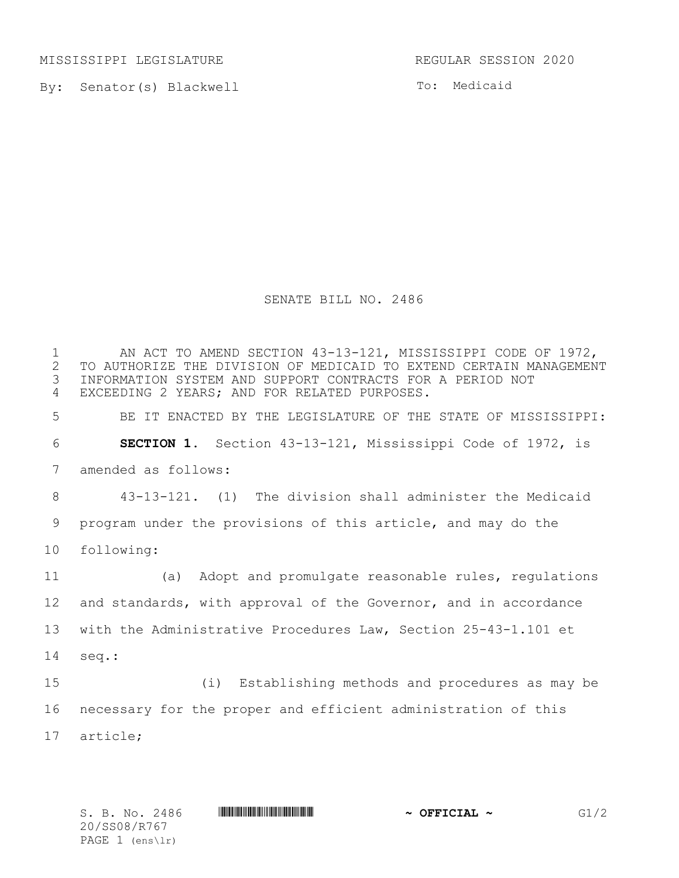MISSISSIPPI LEGISLATURE REGULAR SESSION 2020

By: Senator(s) Blackwell

To: Medicaid

# SENATE BILL NO. 2486

AN ACT TO AMEND SECTION 43-13-121, MISSISSIPPI CODE OF 1972, TO AUTHORIZE THE DIVISION OF MEDICAID TO EXTEND CERTAIN MANAGEMENT INFORMATION SYSTEM AND SUPPORT CONTRACTS FOR A PERIOD NOT EXCEEDING 2 YEARS; AND FOR RELATED PURPOSES.

BE IT ENACTED BY THE LEGISLATURE OF THE STATE OF MISSISSIPPI:

**SECTION 1.** Section 43-13-121, Mississippi Code of 1972, is amended as follows:

43-13-121. (1) The division shall administer the Medicaid program under the provisions of this article, and may do the following:

(a) Adopt and promulgate reasonable rules, regulations and standards, with approval of the Governor, and in accordance with the Administrative Procedures Law, Section 25-43-1.101 et seq.:

(i) Establishing methods and procedures as may be necessary for the proper and efficient administration of this article;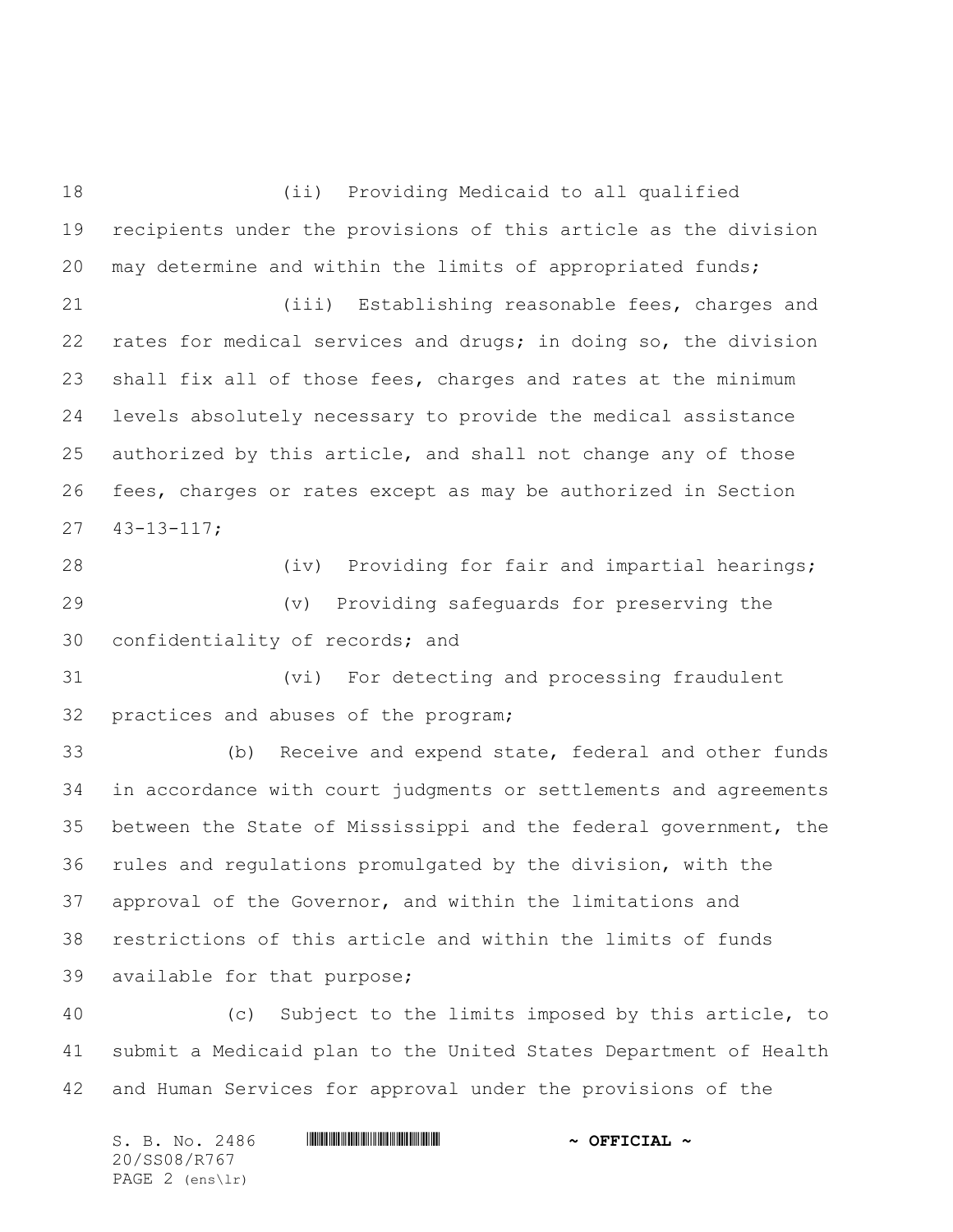(ii) Providing Medicaid to all qualified recipients under the provisions of this article as the division may determine and within the limits of appropriated funds;

(iii) Establishing reasonable fees, charges and rates for medical services and drugs; in doing so, the division shall fix all of those fees, charges and rates at the minimum levels absolutely necessary to provide the medical assistance authorized by this article, and shall not change any of those fees, charges or rates except as may be authorized in Section 43-13-117;

(iv) Providing for fair and impartial hearings;

(v) Providing safeguards for preserving the confidentiality of records; and

(vi) For detecting and processing fraudulent practices and abuses of the program;

(b) Receive and expend state, federal and other funds in accordance with court judgments or settlements and agreements between the State of Mississippi and the federal government, the rules and regulations promulgated by the division, with the approval of the Governor, and within the limitations and restrictions of this article and within the limits of funds available for that purpose;

(c) Subject to the limits imposed by this article, to submit a Medicaid plan to the United States Department of Health and Human Services for approval under the provisions of the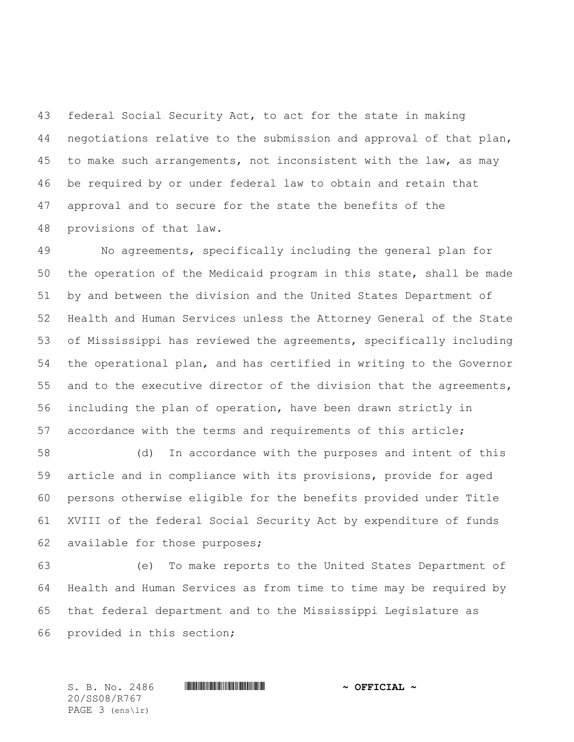federal Social Security Act, to act for the state in making negotiations relative to the submission and approval of that plan, to make such arrangements, not inconsistent with the law, as may be required by or under federal law to obtain and retain that approval and to secure for the state the benefits of the provisions of that law.

No agreements, specifically including the general plan for the operation of the Medicaid program in this state, shall be made by and between the division and the United States Department of Health and Human Services unless the Attorney General of the State of Mississippi has reviewed the agreements, specifically including the operational plan, and has certified in writing to the Governor and to the executive director of the division that the agreements, including the plan of operation, have been drawn strictly in accordance with the terms and requirements of this article;

(d) In accordance with the purposes and intent of this article and in compliance with its provisions, provide for aged persons otherwise eligible for the benefits provided under Title XVIII of the federal Social Security Act by expenditure of funds available for those purposes;

(e) To make reports to the United States Department of Health and Human Services as from time to time may be required by that federal department and to the Mississippi Legislature as provided in this section;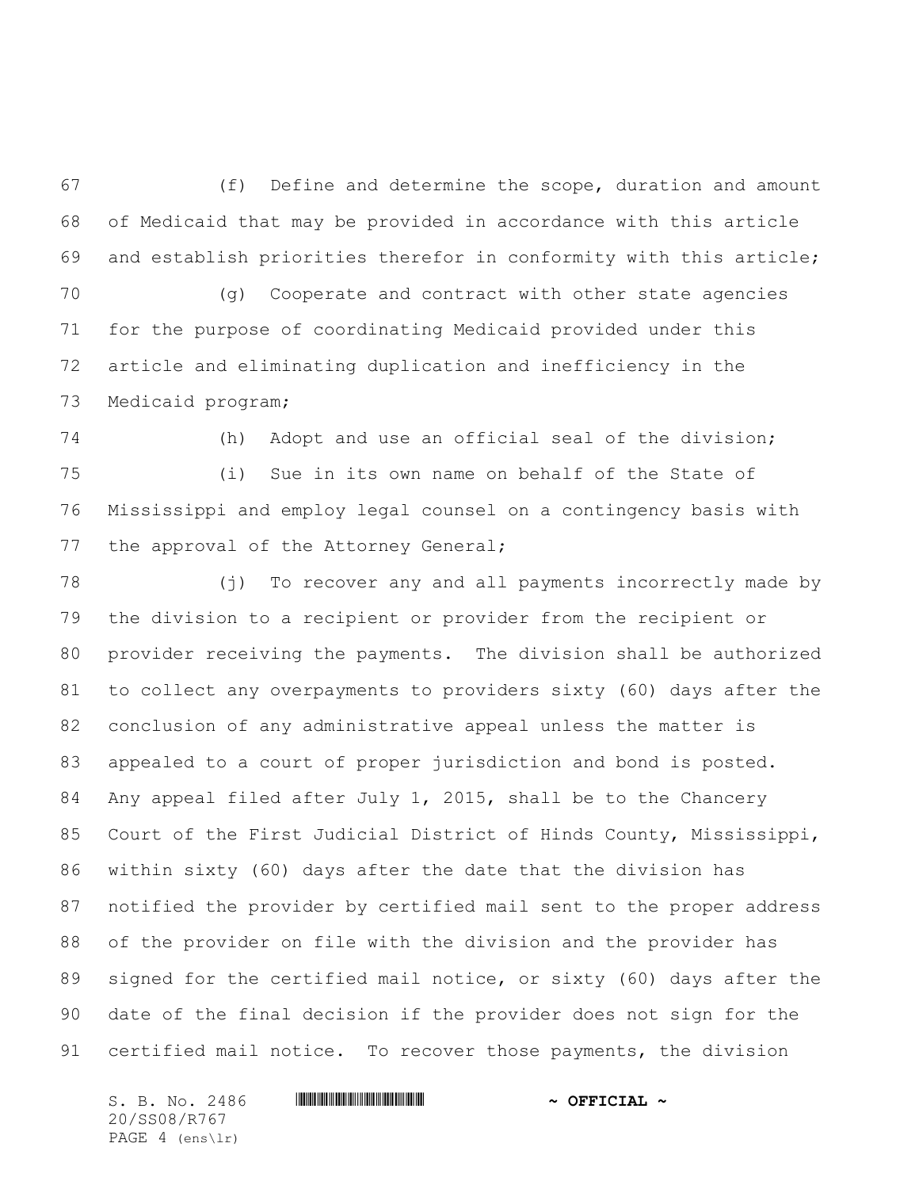(f) Define and determine the scope, duration and amount of Medicaid that may be provided in accordance with this article and establish priorities therefor in conformity with this article;

(g) Cooperate and contract with other state agencies for the purpose of coordinating Medicaid provided under this article and eliminating duplication and inefficiency in the Medicaid program;

(h) Adopt and use an official seal of the division;

(i) Sue in its own name on behalf of the State of Mississippi and employ legal counsel on a contingency basis with the approval of the Attorney General;

(j) To recover any and all payments incorrectly made by the division to a recipient or provider from the recipient or provider receiving the payments. The division shall be authorized to collect any overpayments to providers sixty (60) days after the conclusion of any administrative appeal unless the matter is appealed to a court of proper jurisdiction and bond is posted. Any appeal filed after July 1, 2015, shall be to the Chancery Court of the First Judicial District of Hinds County, Mississippi, within sixty (60) days after the date that the division has notified the provider by certified mail sent to the proper address of the provider on file with the division and the provider has signed for the certified mail notice, or sixty (60) days after the date of the final decision if the provider does not sign for the certified mail notice. To recover those payments, the division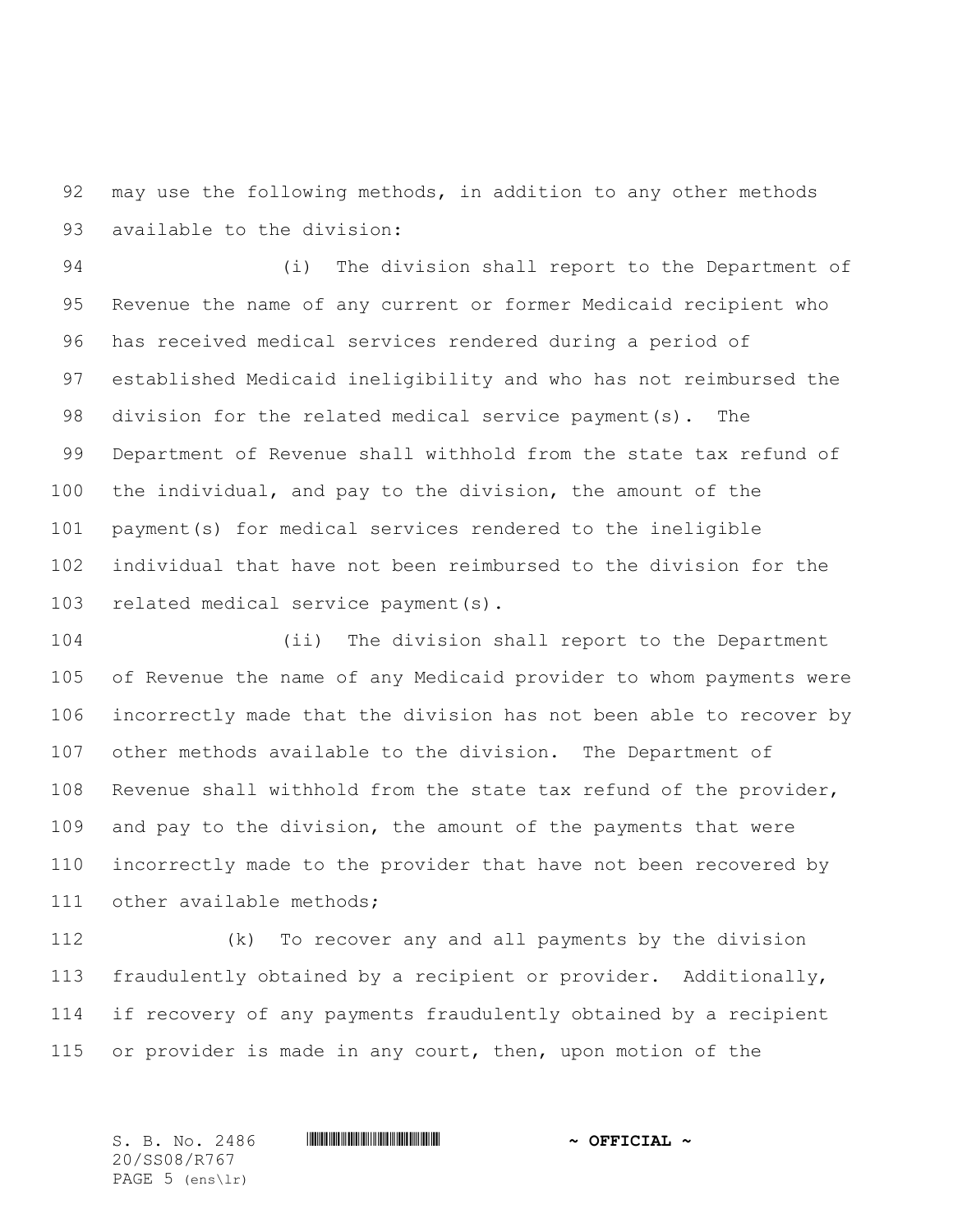may use the following methods, in addition to any other methods available to the division:

(i) The division shall report to the Department of Revenue the name of any current or former Medicaid recipient who has received medical services rendered during a period of established Medicaid ineligibility and who has not reimbursed the division for the related medical service payment(s). The Department of Revenue shall withhold from the state tax refund of the individual, and pay to the division, the amount of the payment(s) for medical services rendered to the ineligible individual that have not been reimbursed to the division for the related medical service payment(s).

(ii) The division shall report to the Department of Revenue the name of any Medicaid provider to whom payments were incorrectly made that the division has not been able to recover by other methods available to the division. The Department of Revenue shall withhold from the state tax refund of the provider, and pay to the division, the amount of the payments that were incorrectly made to the provider that have not been recovered by other available methods;

(k) To recover any and all payments by the division fraudulently obtained by a recipient or provider. Additionally, if recovery of any payments fraudulently obtained by a recipient or provider is made in any court, then, upon motion of the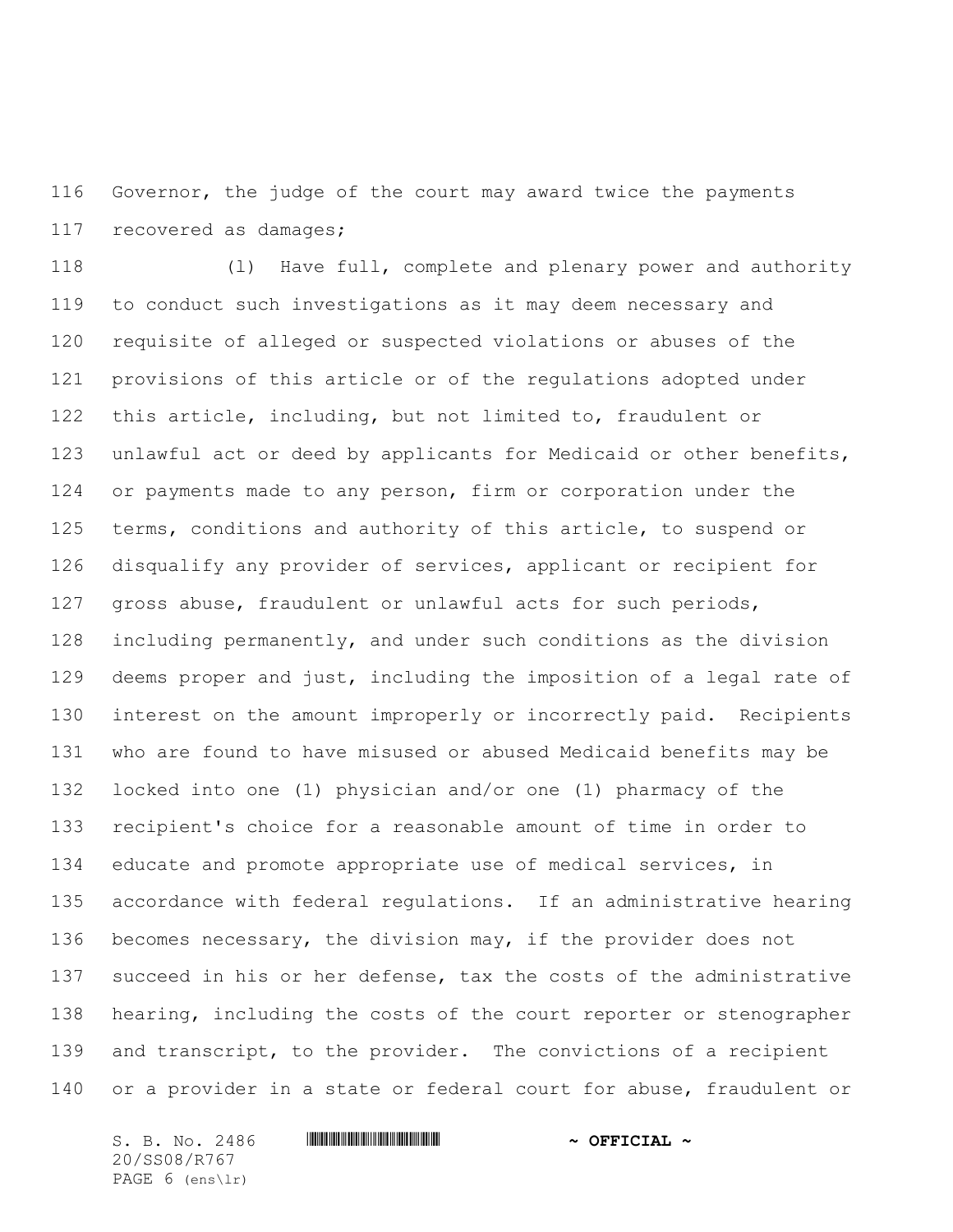Governor, the judge of the court may award twice the payments recovered as damages;

(l) Have full, complete and plenary power and authority to conduct such investigations as it may deem necessary and requisite of alleged or suspected violations or abuses of the provisions of this article or of the regulations adopted under this article, including, but not limited to, fraudulent or unlawful act or deed by applicants for Medicaid or other benefits, or payments made to any person, firm or corporation under the terms, conditions and authority of this article, to suspend or disqualify any provider of services, applicant or recipient for gross abuse, fraudulent or unlawful acts for such periods, including permanently, and under such conditions as the division deems proper and just, including the imposition of a legal rate of interest on the amount improperly or incorrectly paid. Recipients who are found to have misused or abused Medicaid benefits may be locked into one (1) physician and/or one (1) pharmacy of the recipient's choice for a reasonable amount of time in order to educate and promote appropriate use of medical services, in accordance with federal regulations. If an administrative hearing becomes necessary, the division may, if the provider does not succeed in his or her defense, tax the costs of the administrative hearing, including the costs of the court reporter or stenographer and transcript, to the provider. The convictions of a recipient or a provider in a state or federal court for abuse, fraudulent or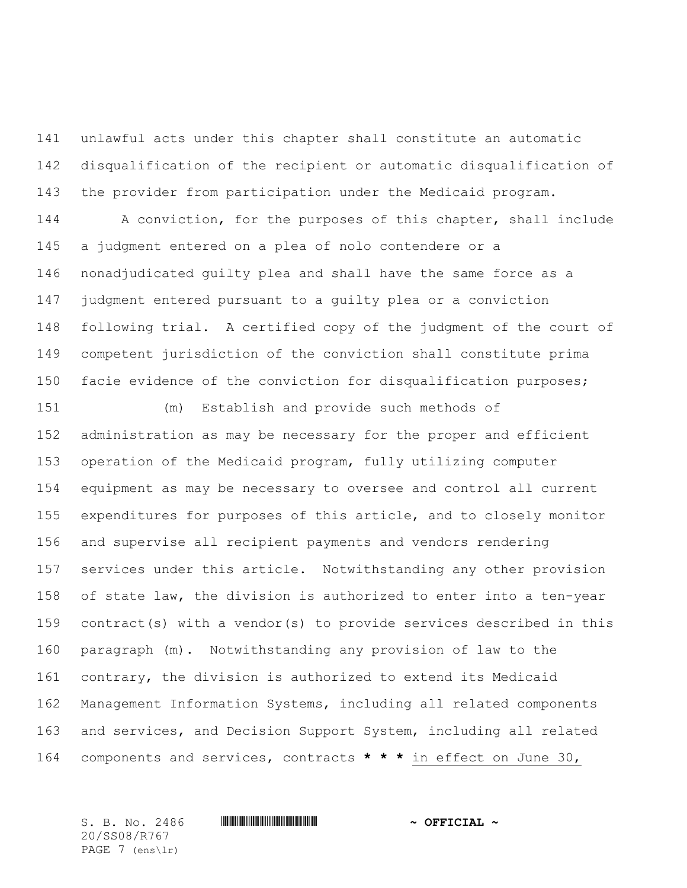unlawful acts under this chapter shall constitute an automatic disqualification of the recipient or automatic disqualification of the provider from participation under the Medicaid program.

A conviction, for the purposes of this chapter, shall include a judgment entered on a plea of nolo contendere or a nonadjudicated guilty plea and shall have the same force as a judgment entered pursuant to a guilty plea or a conviction following trial. A certified copy of the judgment of the court of competent jurisdiction of the conviction shall constitute prima facie evidence of the conviction for disqualification purposes;

(m) Establish and provide such methods of administration as may be necessary for the proper and efficient operation of the Medicaid program, fully utilizing computer equipment as may be necessary to oversee and control all current expenditures for purposes of this article, and to closely monitor and supervise all recipient payments and vendors rendering services under this article. Notwithstanding any other provision of state law, the division is authorized to enter into a ten-year contract(s) with a vendor(s) to provide services described in this paragraph (m). Notwithstanding any provision of law to the contrary, the division is authorized to extend its Medicaid Management Information Systems, including all related components and services, and Decision Support System, including all related components and services, contracts **\* \* \*** <u>in effect on June 30,</u>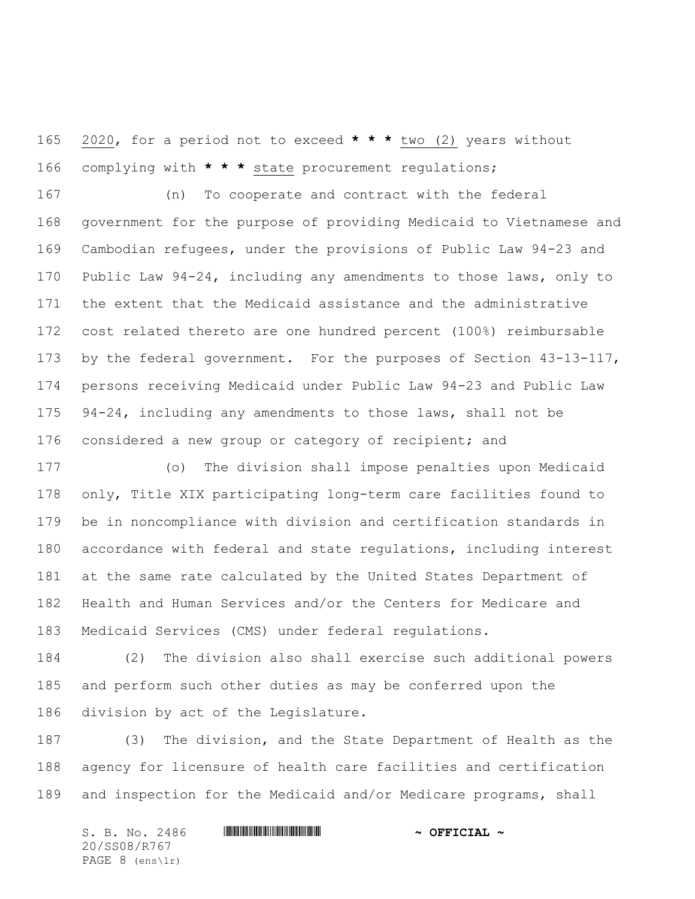2020, for a period not to exceed * * * two (2) years without complying with * * * state procurement regulations;

(n) To cooperate and contract with the federal government for the purpose of providing Medicaid to Vietnamese and Cambodian refugees, under the provisions of Public Law 94-23 and Public Law 94-24, including any amendments to those laws, only to the extent that the Medicaid assistance and the administrative cost related thereto are one hundred percent (100%) reimbursable by the federal government. For the purposes of Section 43-13-117, persons receiving Medicaid under Public Law 94-23 and Public Law 94-24, including any amendments to those laws, shall not be considered a new group or category of recipient; and

(o) The division shall impose penalties upon Medicaid only, Title XIX participating long-term care facilities found to be in noncompliance with division and certification standards in accordance with federal and state regulations, including interest at the same rate calculated by the United States Department of Health and Human Services and/or the Centers for Medicare and Medicaid Services (CMS) under federal regulations.

(2) The division also shall exercise such additional powers and perform such other duties as may be conferred upon the division by act of the Legislature.

(3) The division, and the State Department of Health as the agency for licensure of health care facilities and certification and inspection for the Medicaid and/or Medicare programs, shall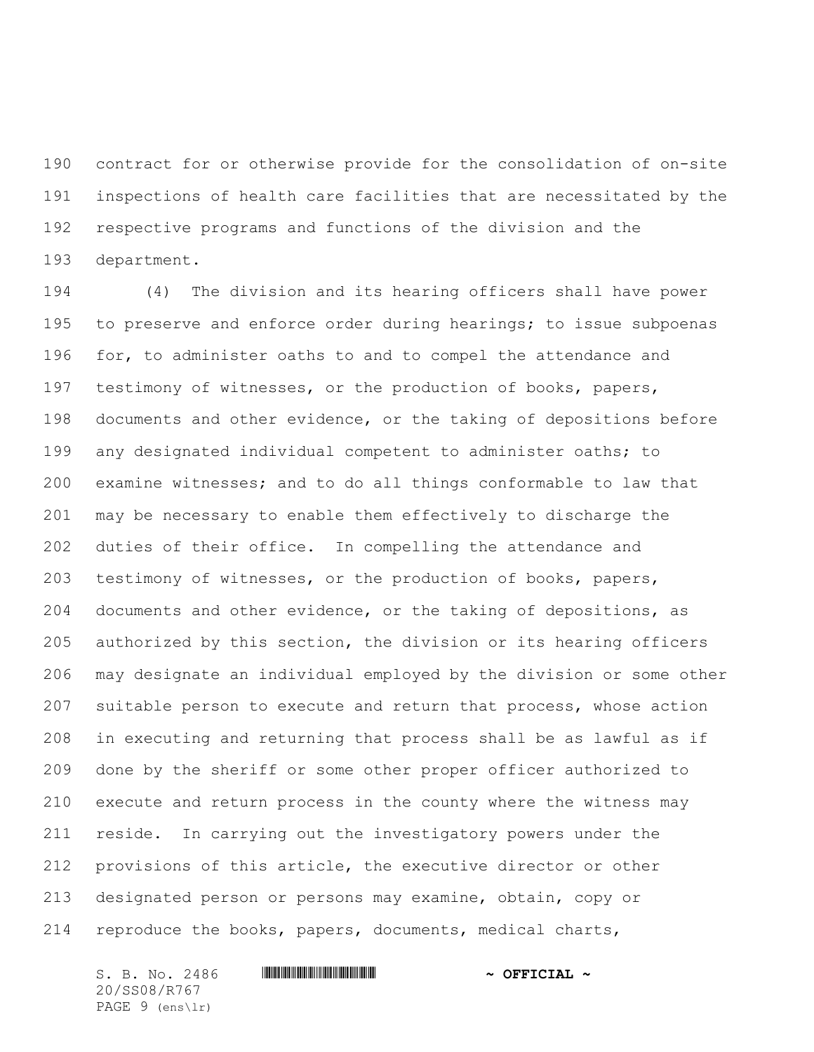contract for or otherwise provide for the consolidation of on-site inspections of health care facilities that are necessitated by the respective programs and functions of the division and the department.

(4) The division and its hearing officers shall have power to preserve and enforce order during hearings; to issue subpoenas for, to administer oaths to and to compel the attendance and testimony of witnesses, or the production of books, papers, documents and other evidence, or the taking of depositions before any designated individual competent to administer oaths; to examine witnesses; and to do all things conformable to law that may be necessary to enable them effectively to discharge the duties of their office. In compelling the attendance and testimony of witnesses, or the production of books, papers, documents and other evidence, or the taking of depositions, as authorized by this section, the division or its hearing officers may designate an individual employed by the division or some other suitable person to execute and return that process, whose action in executing and returning that process shall be as lawful as if done by the sheriff or some other proper officer authorized to execute and return process in the county where the witness may reside. In carrying out the investigatory powers under the provisions of this article, the executive director or other designated person or persons may examine, obtain, copy or reproduce the books, papers, documents, medical charts,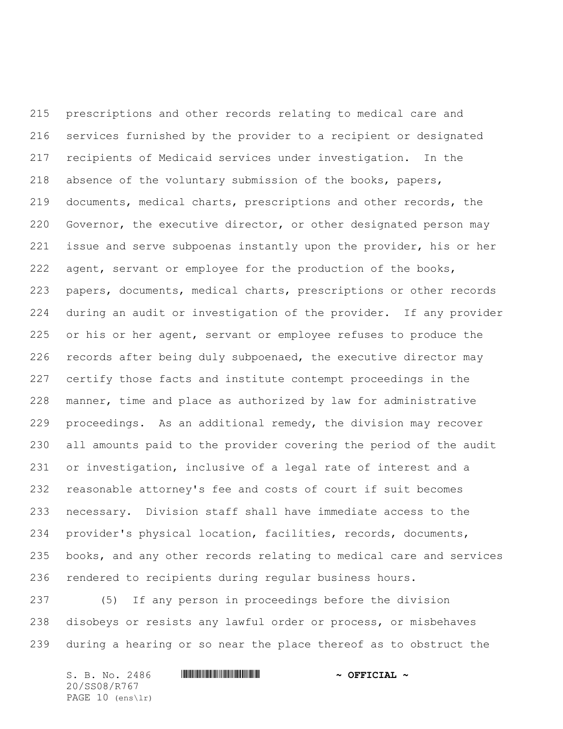prescriptions and other records relating to medical care and services furnished by the provider to a recipient or designated recipients of Medicaid services under investigation. In the absence of the voluntary submission of the books, papers, documents, medical charts, prescriptions and other records, the Governor, the executive director, or other designated person may issue and serve subpoenas instantly upon the provider, his or her agent, servant or employee for the production of the books, papers, documents, medical charts, prescriptions or other records during an audit or investigation of the provider. If any provider or his or her agent, servant or employee refuses to produce the records after being duly subpoenaed, the executive director may certify those facts and institute contempt proceedings in the manner, time and place as authorized by law for administrative proceedings. As an additional remedy, the division may recover all amounts paid to the provider covering the period of the audit or investigation, inclusive of a legal rate of interest and a reasonable attorney's fee and costs of court if suit becomes necessary. Division staff shall have immediate access to the provider's physical location, facilities, records, documents, books, and any other records relating to medical care and services rendered to recipients during regular business hours.

(5) If any person in proceedings before the division disobeys or resists any lawful order or process, or misbehaves during a hearing or so near the place thereof as to obstruct the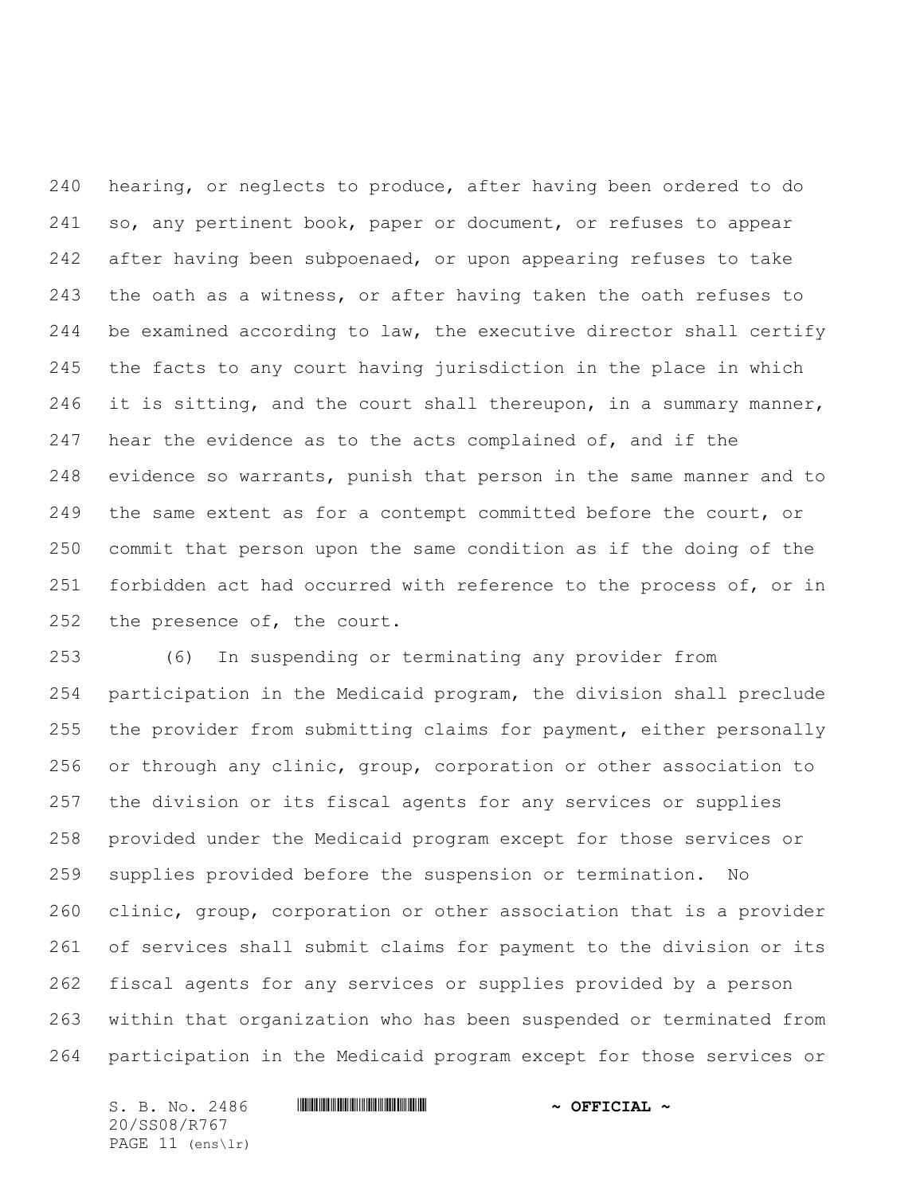hearing, or neglects to produce, after having been ordered to do so, any pertinent book, paper or document, or refuses to appear after having been subpoenaed, or upon appearing refuses to take the oath as a witness, or after having taken the oath refuses to be examined according to law, the executive director shall certify the facts to any court having jurisdiction in the place in which it is sitting, and the court shall thereupon, in a summary manner, hear the evidence as to the acts complained of, and if the evidence so warrants, punish that person in the same manner and to the same extent as for a contempt committed before the court, or commit that person upon the same condition as if the doing of the forbidden act had occurred with reference to the process of, or in the presence of, the court.

(6) In suspending or terminating any provider from participation in the Medicaid program, the division shall preclude the provider from submitting claims for payment, either personally or through any clinic, group, corporation or other association to the division or its fiscal agents for any services or supplies provided under the Medicaid program except for those services or supplies provided before the suspension or termination. No clinic, group, corporation or other association that is a provider of services shall submit claims for payment to the division or its fiscal agents for any services or supplies provided by a person within that organization who has been suspended or terminated from participation in the Medicaid program except for those services or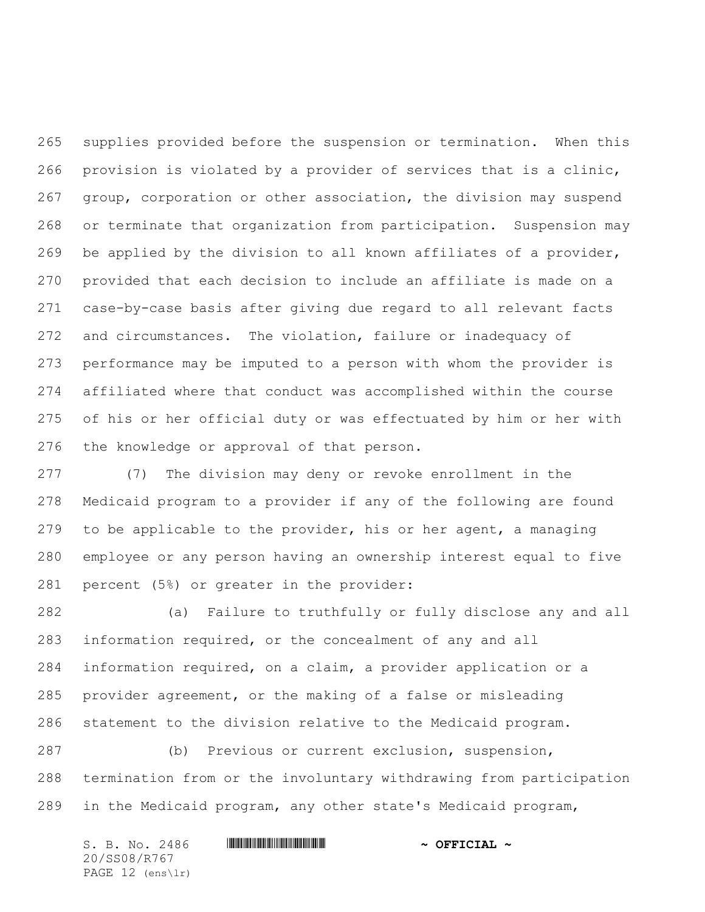supplies provided before the suspension or termination. When this provision is violated by a provider of services that is a clinic, group, corporation or other association, the division may suspend or terminate that organization from participation. Suspension may be applied by the division to all known affiliates of a provider, provided that each decision to include an affiliate is made on a case-by-case basis after giving due regard to all relevant facts and circumstances. The violation, failure or inadequacy of performance may be imputed to a person with whom the provider is affiliated where that conduct was accomplished within the course of his or her official duty or was effectuated by him or her with the knowledge or approval of that person.

(7) The division may deny or revoke enrollment in the Medicaid program to a provider if any of the following are found to be applicable to the provider, his or her agent, a managing employee or any person having an ownership interest equal to five percent (5%) or greater in the provider:

(a) Failure to truthfully or fully disclose any and all information required, or the concealment of any and all information required, on a claim, a provider application or a provider agreement, or the making of a false or misleading statement to the division relative to the Medicaid program.

(b) Previous or current exclusion, suspension, termination from or the involuntary withdrawing from participation in the Medicaid program, any other state's Medicaid program,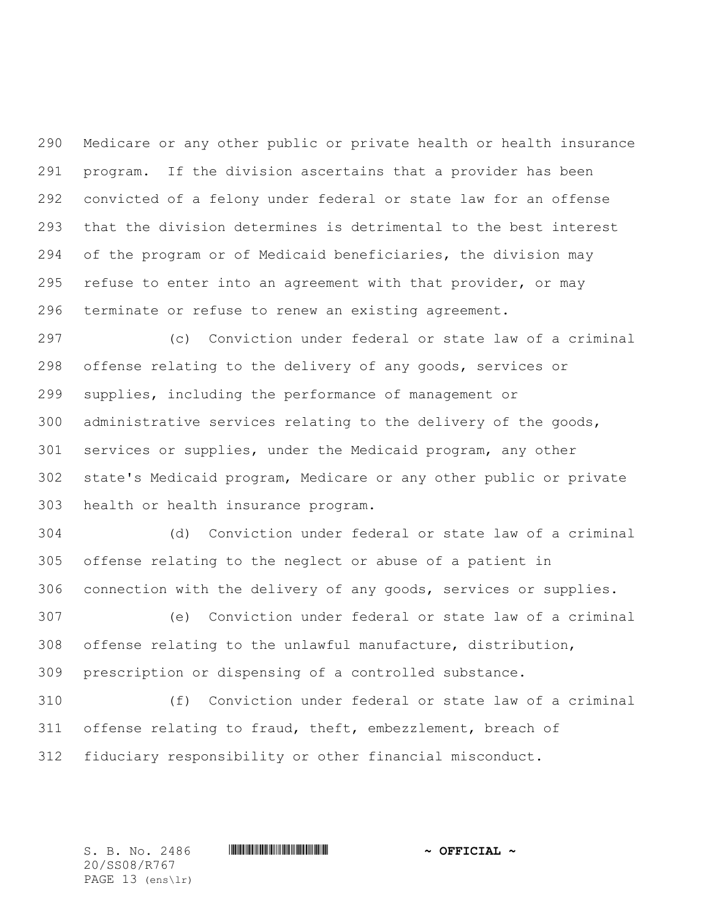Medicare or any other public or private health or health insurance program. If the division ascertains that a provider has been convicted of a felony under federal or state law for an offense that the division determines is detrimental to the best interest of the program or of Medicaid beneficiaries, the division may refuse to enter into an agreement with that provider, or may terminate or refuse to renew an existing agreement.

(c) Conviction under federal or state law of a criminal offense relating to the delivery of any goods, services or supplies, including the performance of management or administrative services relating to the delivery of the goods, services or supplies, under the Medicaid program, any other state's Medicaid program, Medicare or any other public or private health or health insurance program.

(d) Conviction under federal or state law of a criminal offense relating to the neglect or abuse of a patient in connection with the delivery of any goods, services or supplies.

(e) Conviction under federal or state law of a criminal offense relating to the unlawful manufacture, distribution, prescription or dispensing of a controlled substance.

(f) Conviction under federal or state law of a criminal offense relating to fraud, theft, embezzlement, breach of fiduciary responsibility or other financial misconduct.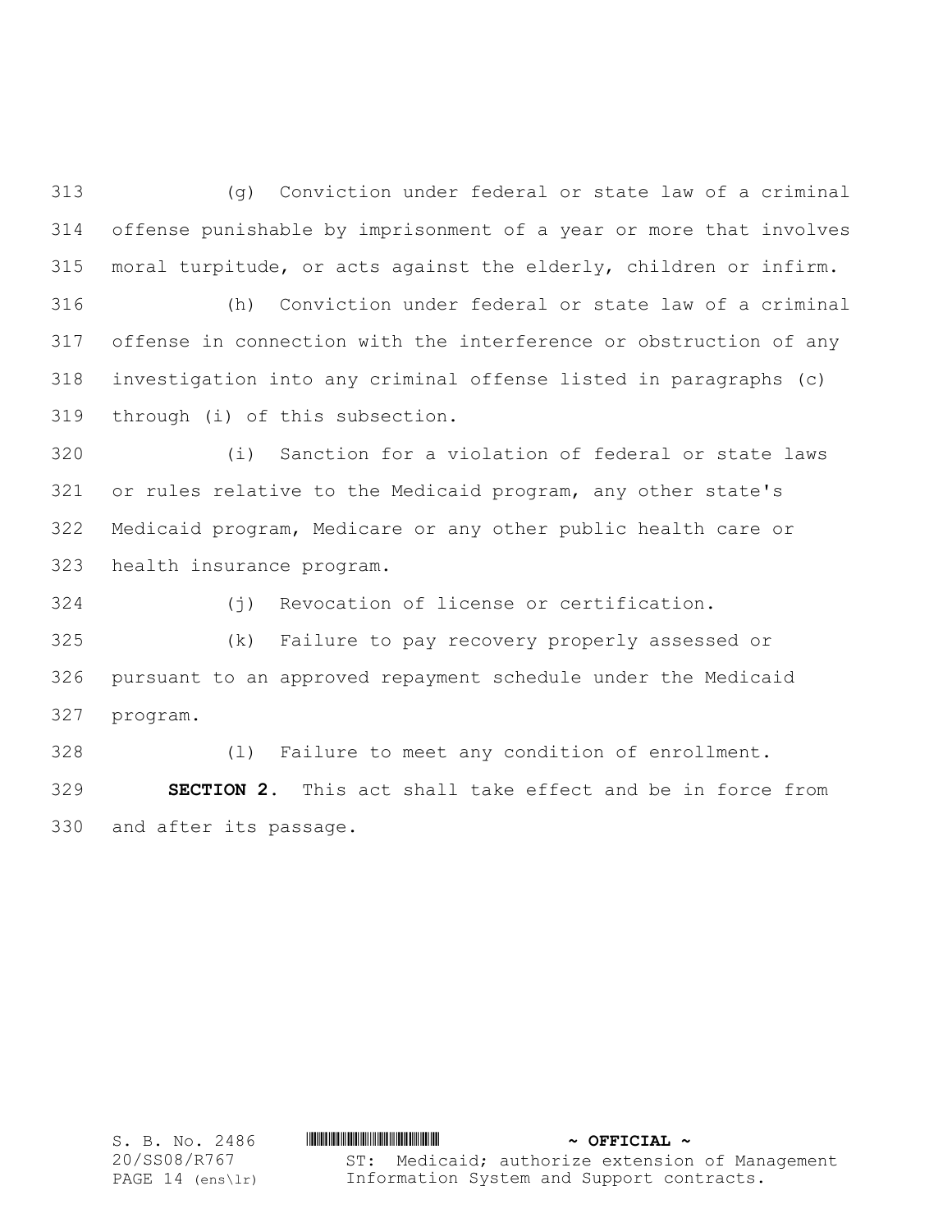(g) Conviction under federal or state law of a criminal offense punishable by imprisonment of a year or more that involves moral turpitude, or acts against the elderly, children or infirm.

(h) Conviction under federal or state law of a criminal offense in connection with the interference or obstruction of any investigation into any criminal offense listed in paragraphs (c) through (i) of this subsection.

(i) Sanction for a violation of federal or state laws or rules relative to the Medicaid program, any other state's Medicaid program, Medicare or any other public health care or health insurance program.

(j) Revocation of license or certification.

(k) Failure to pay recovery properly assessed or pursuant to an approved repayment schedule under the Medicaid program.

(l) Failure to meet any condition of enrollment.

**SECTION 2.** This act shall take effect and be in force from and after its passage.